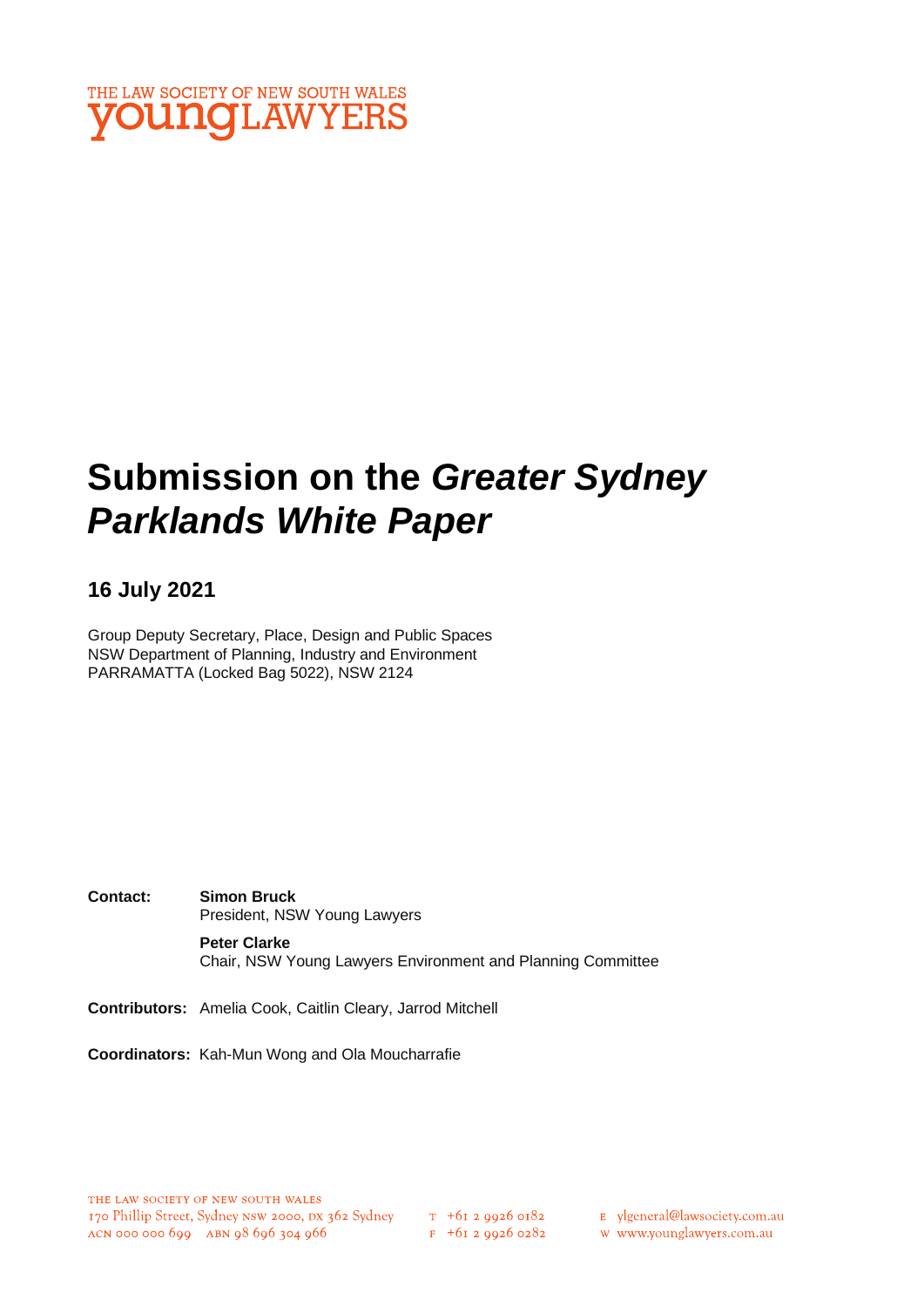THE LAW SOCIETY OF NEW SOUTH WALES
**young**LAWYERS

# Submission on the *Greater Sydney Parklands White Paper*

## 16 July 2021

Group Deputy Secretary, Place, Design and Public Spaces
NSW Department of Planning, Industry and Environment
PARRAMATTA (Locked Bag 5022), NSW 2124

**Contact:** **Simon Bruck**
President, NSW Young Lawyers

**Peter Clarke**
Chair, NSW Young Lawyers Environment and Planning Committee

**Contributors:** Amelia Cook, Caitlin Cleary, Jarrod Mitchell

**Coordinators:** Kah-Mun Wong and Ola Moucharrafie

THE LAW SOCIETY OF NEW SOUTH WALES
170 Phillip Street, Sydney NSW 2000, DX 362 Sydney
ACN 000 000 699 ABN 98 696 304 966
T +61 2 9926 0182
F +61 2 9926 0282
E ylgeneral@lawsociety.com.au
W www.younglawyers.com.au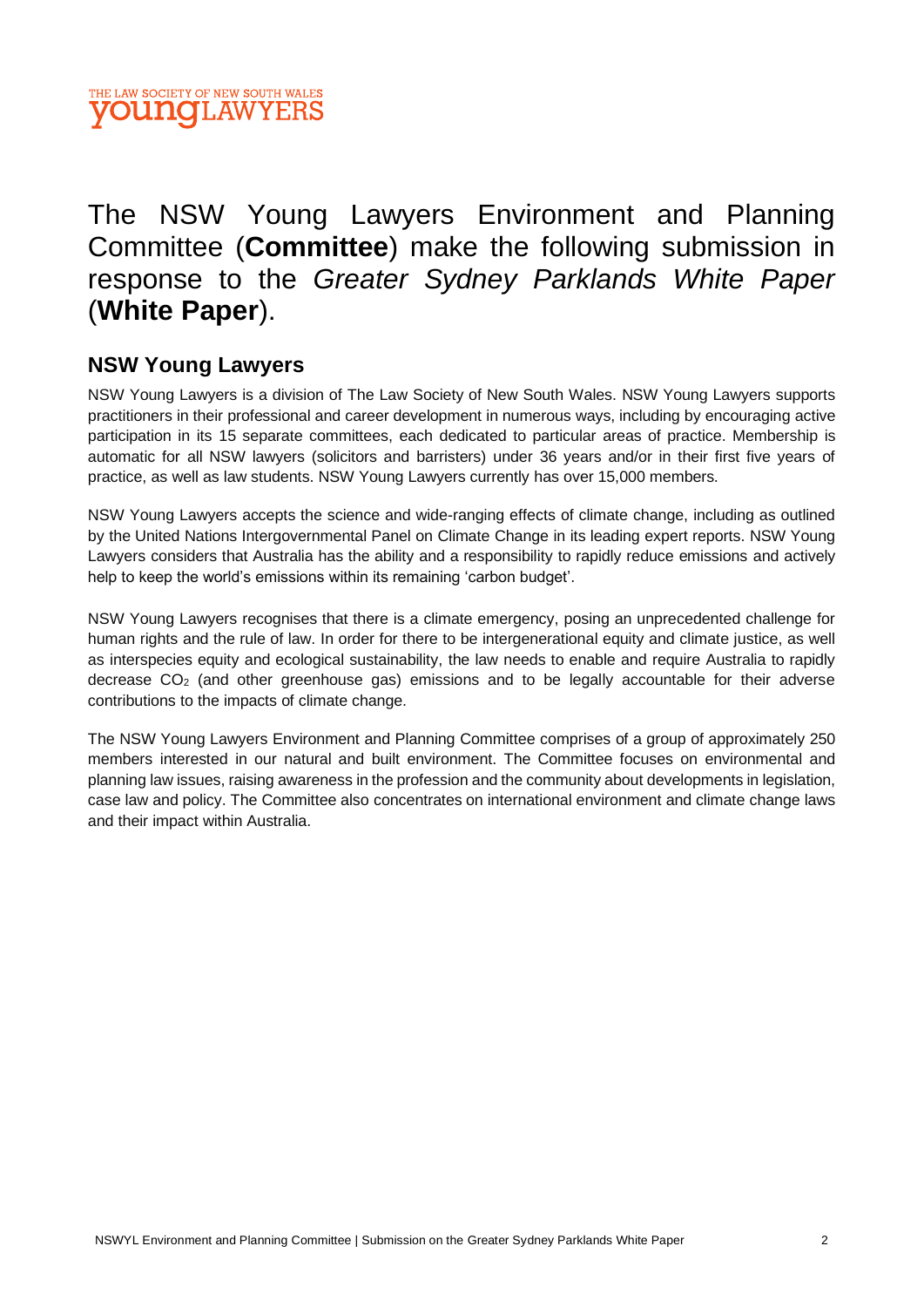The NSW Young Lawyers Environment and Planning Committee (**Committee**) make the following submission in response to the *Greater Sydney Parklands White Paper* (**White Paper**).

## NSW Young Lawyers

NSW Young Lawyers is a division of The Law Society of New South Wales. NSW Young Lawyers supports practitioners in their professional and career development in numerous ways, including by encouraging active participation in its 15 separate committees, each dedicated to particular areas of practice. Membership is automatic for all NSW lawyers (solicitors and barristers) under 36 years and/or in their first five years of practice, as well as law students. NSW Young Lawyers currently has over 15,000 members.

NSW Young Lawyers accepts the science and wide-ranging effects of climate change, including as outlined by the United Nations Intergovernmental Panel on Climate Change in its leading expert reports. NSW Young Lawyers considers that Australia has the ability and a responsibility to rapidly reduce emissions and actively help to keep the world's emissions within its remaining 'carbon budget'.

NSW Young Lawyers recognises that there is a climate emergency, posing an unprecedented challenge for human rights and the rule of law. In order for there to be intergenerational equity and climate justice, as well as interspecies equity and ecological sustainability, the law needs to enable and require Australia to rapidly decrease $CO_2$ (and other greenhouse gas) emissions and to be legally accountable for their adverse contributions to the impacts of climate change.

The NSW Young Lawyers Environment and Planning Committee comprises of a group of approximately 250 members interested in our natural and built environment. The Committee focuses on environmental and planning law issues, raising awareness in the profession and the community about developments in legislation, case law and policy. The Committee also concentrates on international environment and climate change laws and their impact within Australia.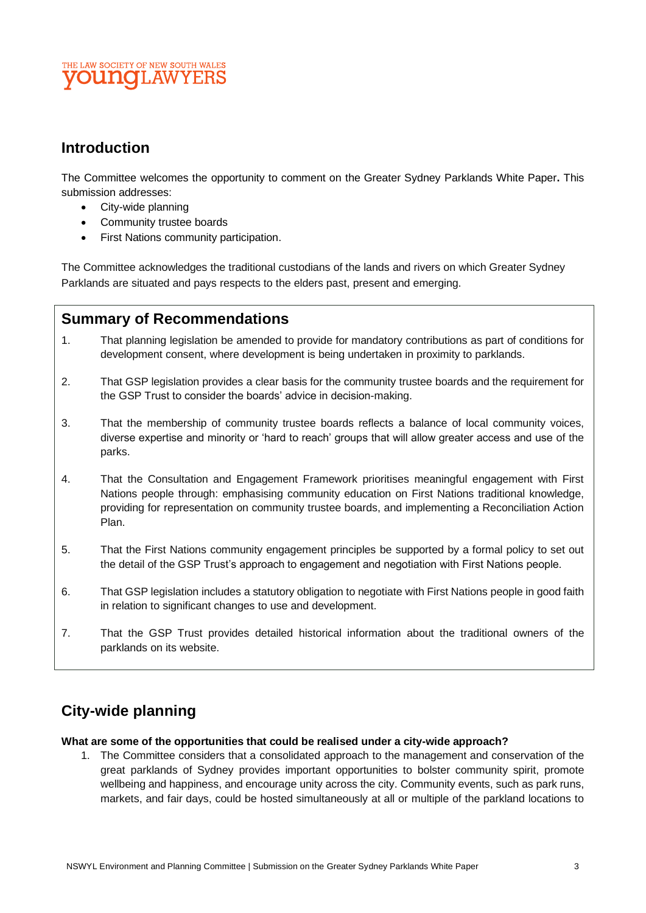## Introduction

The Committee welcomes the opportunity to comment on the Greater Sydney Parklands White Paper**.** This submission addresses:

- City-wide planning
- Community trustee boards
- First Nations community participation.

The Committee acknowledges the traditional custodians of the lands and rivers on which Greater Sydney Parklands are situated and pays respects to the elders past, present and emerging.

## Summary of Recommendations

1. That planning legislation be amended to provide for mandatory contributions as part of conditions for development consent, where development is being undertaken in proximity to parklands.

2. That GSP legislation provides a clear basis for the community trustee boards and the requirement for the GSP Trust to consider the boards' advice in decision-making.

3. That the membership of community trustee boards reflects a balance of local community voices, diverse expertise and minority or 'hard to reach' groups that will allow greater access and use of the parks.

4. That the Consultation and Engagement Framework prioritises meaningful engagement with First Nations people through: emphasising community education on First Nations traditional knowledge, providing for representation on community trustee boards, and implementing a Reconciliation Action Plan.

5. That the First Nations community engagement principles be supported by a formal policy to set out the detail of the GSP Trust's approach to engagement and negotiation with First Nations people.

6. That GSP legislation includes a statutory obligation to negotiate with First Nations people in good faith in relation to significant changes to use and development.

7. That the GSP Trust provides detailed historical information about the traditional owners of the parklands on its website.

## City-wide planning

**What are some of the opportunities that could be realised under a city-wide approach?**

1. The Committee considers that a consolidated approach to the management and conservation of the great parklands of Sydney provides important opportunities to bolster community spirit, promote wellbeing and happiness, and encourage unity across the city. Community events, such as park runs, markets, and fair days, could be hosted simultaneously at all or multiple of the parkland locations to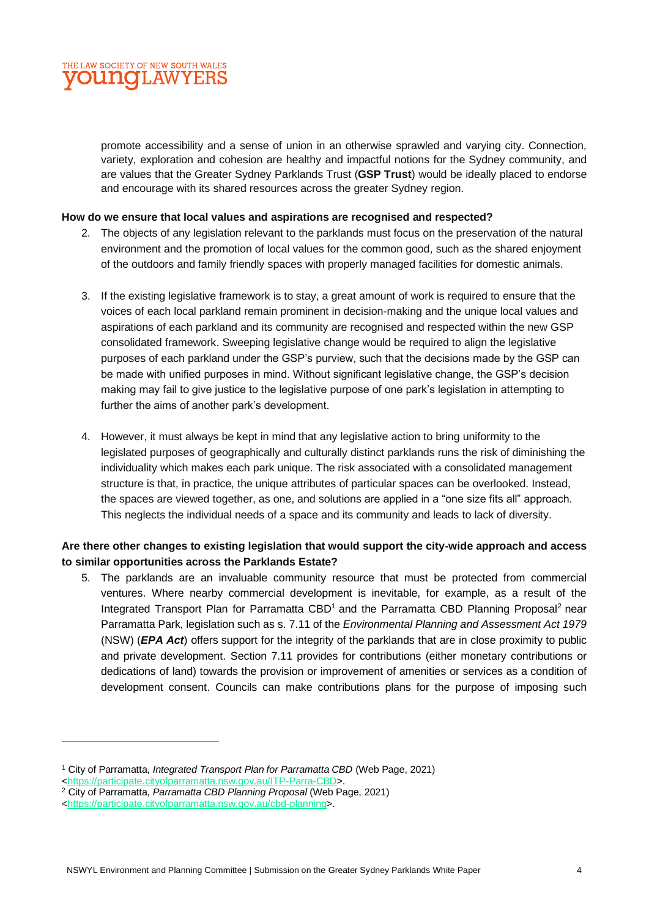promote accessibility and a sense of union in an otherwise sprawled and varying city. Connection, variety, exploration and cohesion are healthy and impactful notions for the Sydney community, and are values that the Greater Sydney Parklands Trust (**GSP Trust**) would be ideally placed to endorse and encourage with its shared resources across the greater Sydney region.

**How do we ensure that local values and aspirations are recognised and respected?**

2. The objects of any legislation relevant to the parklands must focus on the preservation of the natural environment and the promotion of local values for the common good, such as the shared enjoyment of the outdoors and family friendly spaces with properly managed facilities for domestic animals.

3. If the existing legislative framework is to stay, a great amount of work is required to ensure that the voices of each local parkland remain prominent in decision-making and the unique local values and aspirations of each parkland and its community are recognised and respected within the new GSP consolidated framework. Sweeping legislative change would be required to align the legislative purposes of each parkland under the GSP's purview, such that the decisions made by the GSP can be made with unified purposes in mind. Without significant legislative change, the GSP's decision making may fail to give justice to the legislative purpose of one park's legislation in attempting to further the aims of another park's development.

4. However, it must always be kept in mind that any legislative action to bring uniformity to the legislated purposes of geographically and culturally distinct parklands runs the risk of diminishing the individuality which makes each park unique. The risk associated with a consolidated management structure is that, in practice, the unique attributes of particular spaces can be overlooked. Instead, the spaces are viewed together, as one, and solutions are applied in a "one size fits all" approach. This neglects the individual needs of a space and its community and leads to lack of diversity.

**Are there other changes to existing legislation that would support the city-wide approach and access to similar opportunities across the Parklands Estate?**

5. The parklands are an invaluable community resource that must be protected from commercial ventures. Where nearby commercial development is inevitable, for example, as a result of the Integrated Transport Plan for Parramatta CBD[1] and the Parramatta CBD Planning Proposal[2] near Parramatta Park, legislation such as s. 7.11 of the *Environmental Planning and Assessment Act 1979* (NSW) (***EPA Act***) offers support for the integrity of the parklands that are in close proximity to public and private development. Section 7.11 provides for contributions (either monetary contributions or dedications of land) towards the provision or improvement of amenities or services as a condition of development consent. Councils can make contributions plans for the purpose of imposing such

---

[1] City of Parramatta, *Integrated Transport Plan for Parramatta CBD* (Web Page, 2021) <https://participate.cityofparramatta.nsw.gov.au/ITP-Parra-CBD>.

[2] City of Parramatta, *Parramatta CBD Planning Proposal* (Web Page, 2021) <https://participate.cityofparramatta.nsw.gov.au/cbd-planning>.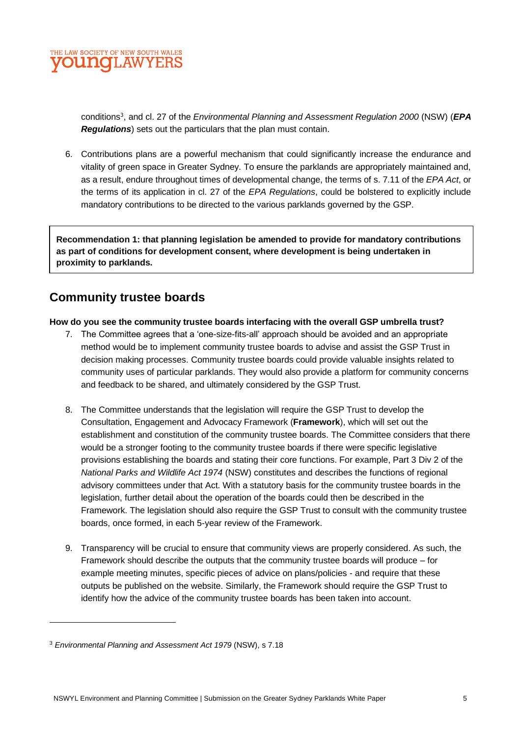conditions[3], and cl. 27 of the *Environmental Planning and Assessment Regulation 2000* (NSW) (***EPA Regulations***) sets out the particulars that the plan must contain.

6. Contributions plans are a powerful mechanism that could significantly increase the endurance and vitality of green space in Greater Sydney. To ensure the parklands are appropriately maintained and, as a result, endure throughout times of developmental change, the terms of s. 7.11 of the *EPA Act*, or the terms of its application in cl. 27 of the *EPA Regulations*, could be bolstered to explicitly include mandatory contributions to be directed to the various parklands governed by the GSP.

**Recommendation 1: that planning legislation be amended to provide for mandatory contributions as part of conditions for development consent, where development is being undertaken in proximity to parklands.**

## Community trustee boards

**How do you see the community trustee boards interfacing with the overall GSP umbrella trust?**

7. The Committee agrees that a 'one-size-fits-all' approach should be avoided and an appropriate method would be to implement community trustee boards to advise and assist the GSP Trust in decision making processes. Community trustee boards could provide valuable insights related to community uses of particular parklands. They would also provide a platform for community concerns and feedback to be shared, and ultimately considered by the GSP Trust.

8. The Committee understands that the legislation will require the GSP Trust to develop the Consultation, Engagement and Advocacy Framework (**Framework**), which will set out the establishment and constitution of the community trustee boards. The Committee considers that there would be a stronger footing to the community trustee boards if there were specific legislative provisions establishing the boards and stating their core functions. For example, Part 3 Div 2 of the *National Parks and Wildlife Act 1974* (NSW) constitutes and describes the functions of regional advisory committees under that Act. With a statutory basis for the community trustee boards in the legislation, further detail about the operation of the boards could then be described in the Framework. The legislation should also require the GSP Trust to consult with the community trustee boards, once formed, in each 5-year review of the Framework.

9. Transparency will be crucial to ensure that community views are properly considered. As such, the Framework should describe the outputs that the community trustee boards will produce – for example meeting minutes, specific pieces of advice on plans/policies - and require that these outputs be published on the website. Similarly, the Framework should require the GSP Trust to identify how the advice of the community trustee boards has been taken into account.

---

[3] *Environmental Planning and Assessment Act 1979* (NSW), s 7.18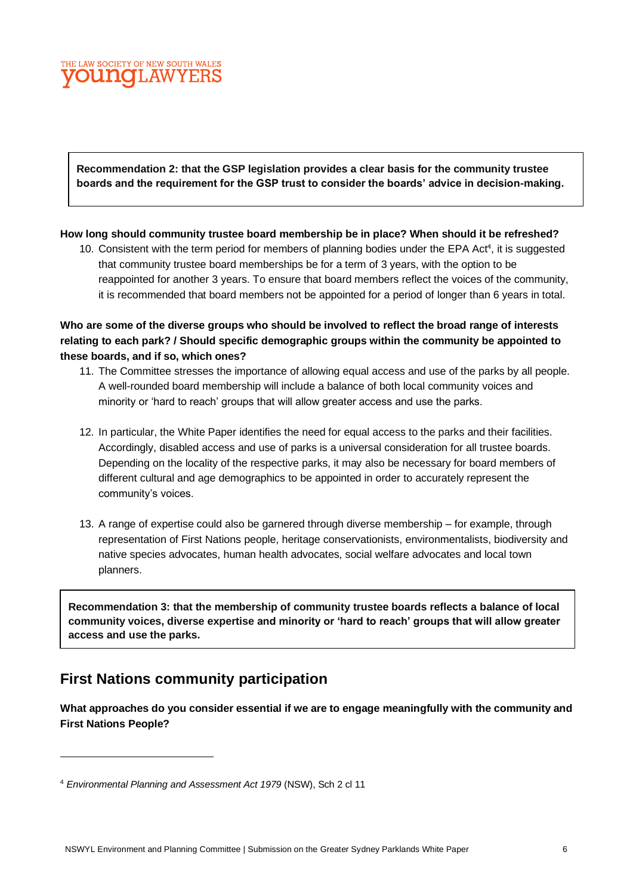**Recommendation 2: that the GSP legislation provides a clear basis for the community trustee boards and the requirement for the GSP trust to consider the boards' advice in decision-making.**

**How long should community trustee board membership be in place? When should it be refreshed?**

10. Consistent with the term period for members of planning bodies under the EPA Act[4], it is suggested that community trustee board memberships be for a term of 3 years, with the option to be reappointed for another 3 years. To ensure that board members reflect the voices of the community, it is recommended that board members not be appointed for a period of longer than 6 years in total.

**Who are some of the diverse groups who should be involved to reflect the broad range of interests relating to each park? / Should specific demographic groups within the community be appointed to these boards, and if so, which ones?**

11. The Committee stresses the importance of allowing equal access and use of the parks by all people. A well-rounded board membership will include a balance of both local community voices and minority or 'hard to reach' groups that will allow greater access and use the parks.

12. In particular, the White Paper identifies the need for equal access to the parks and their facilities. Accordingly, disabled access and use of parks is a universal consideration for all trustee boards. Depending on the locality of the respective parks, it may also be necessary for board members of different cultural and age demographics to be appointed in order to accurately represent the community's voices.

13. A range of expertise could also be garnered through diverse membership – for example, through representation of First Nations people, heritage conservationists, environmentalists, biodiversity and native species advocates, human health advocates, social welfare advocates and local town planners.

**Recommendation 3: that the membership of community trustee boards reflects a balance of local community voices, diverse expertise and minority or 'hard to reach' groups that will allow greater access and use the parks.**

## First Nations community participation

**What approaches do you consider essential if we are to engage meaningfully with the community and First Nations People?**

[4] *Environmental Planning and Assessment Act 1979* (NSW), Sch 2 cl 11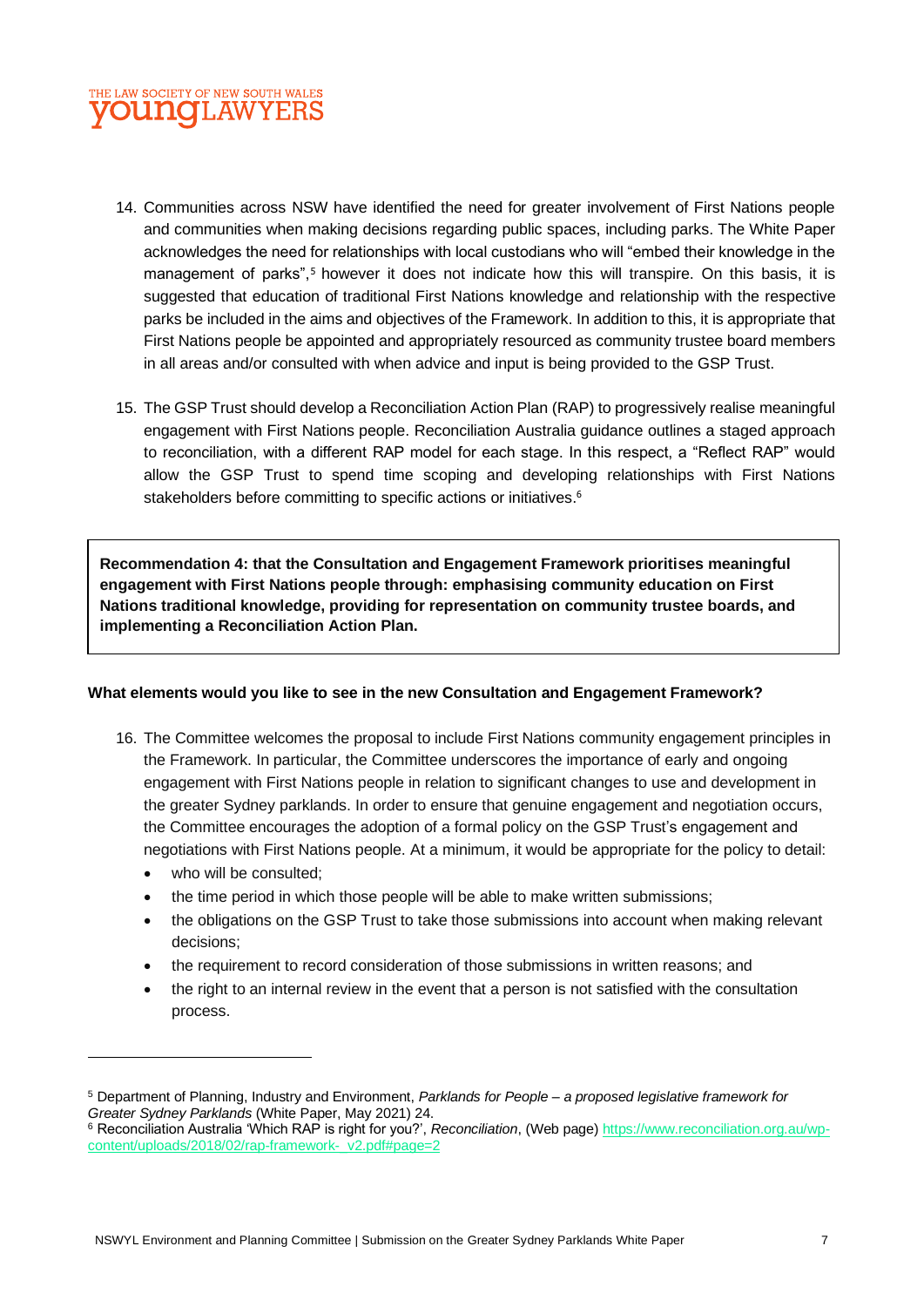14. Communities across NSW have identified the need for greater involvement of First Nations people and communities when making decisions regarding public spaces, including parks. The White Paper acknowledges the need for relationships with local custodians who will "embed their knowledge in the management of parks",[5] however it does not indicate how this will transpire. On this basis, it is suggested that education of traditional First Nations knowledge and relationship with the respective parks be included in the aims and objectives of the Framework. In addition to this, it is appropriate that First Nations people be appointed and appropriately resourced as community trustee board members in all areas and/or consulted with when advice and input is being provided to the GSP Trust.

15. The GSP Trust should develop a Reconciliation Action Plan (RAP) to progressively realise meaningful engagement with First Nations people. Reconciliation Australia guidance outlines a staged approach to reconciliation, with a different RAP model for each stage. In this respect, a "Reflect RAP" would allow the GSP Trust to spend time scoping and developing relationships with First Nations stakeholders before committing to specific actions or initiatives.[6]

**Recommendation 4: that the Consultation and Engagement Framework prioritises meaningful engagement with First Nations people through: emphasising community education on First Nations traditional knowledge, providing for representation on community trustee boards, and implementing a Reconciliation Action Plan.**

**What elements would you like to see in the new Consultation and Engagement Framework?**

16. The Committee welcomes the proposal to include First Nations community engagement principles in the Framework. In particular, the Committee underscores the importance of early and ongoing engagement with First Nations people in relation to significant changes to use and development in the greater Sydney parklands. In order to ensure that genuine engagement and negotiation occurs, the Committee encourages the adoption of a formal policy on the GSP Trust's engagement and negotiations with First Nations people. At a minimum, it would be appropriate for the policy to detail:
    - who will be consulted;
    - the time period in which those people will be able to make written submissions;
    - the obligations on the GSP Trust to take those submissions into account when making relevant decisions;
    - the requirement to record consideration of those submissions in written reasons; and
    - the right to an internal review in the event that a person is not satisfied with the consultation process.

---

[5] Department of Planning, Industry and Environment, *Parklands for People – a proposed legislative framework for Greater Sydney Parklands* (White Paper, May 2021) 24.

[6] Reconciliation Australia 'Which RAP is right for you?', *Reconciliation*, (Web page) https://www.reconciliation.org.au/wp-content/uploads/2018/02/rap-framework-_v2.pdf#page=2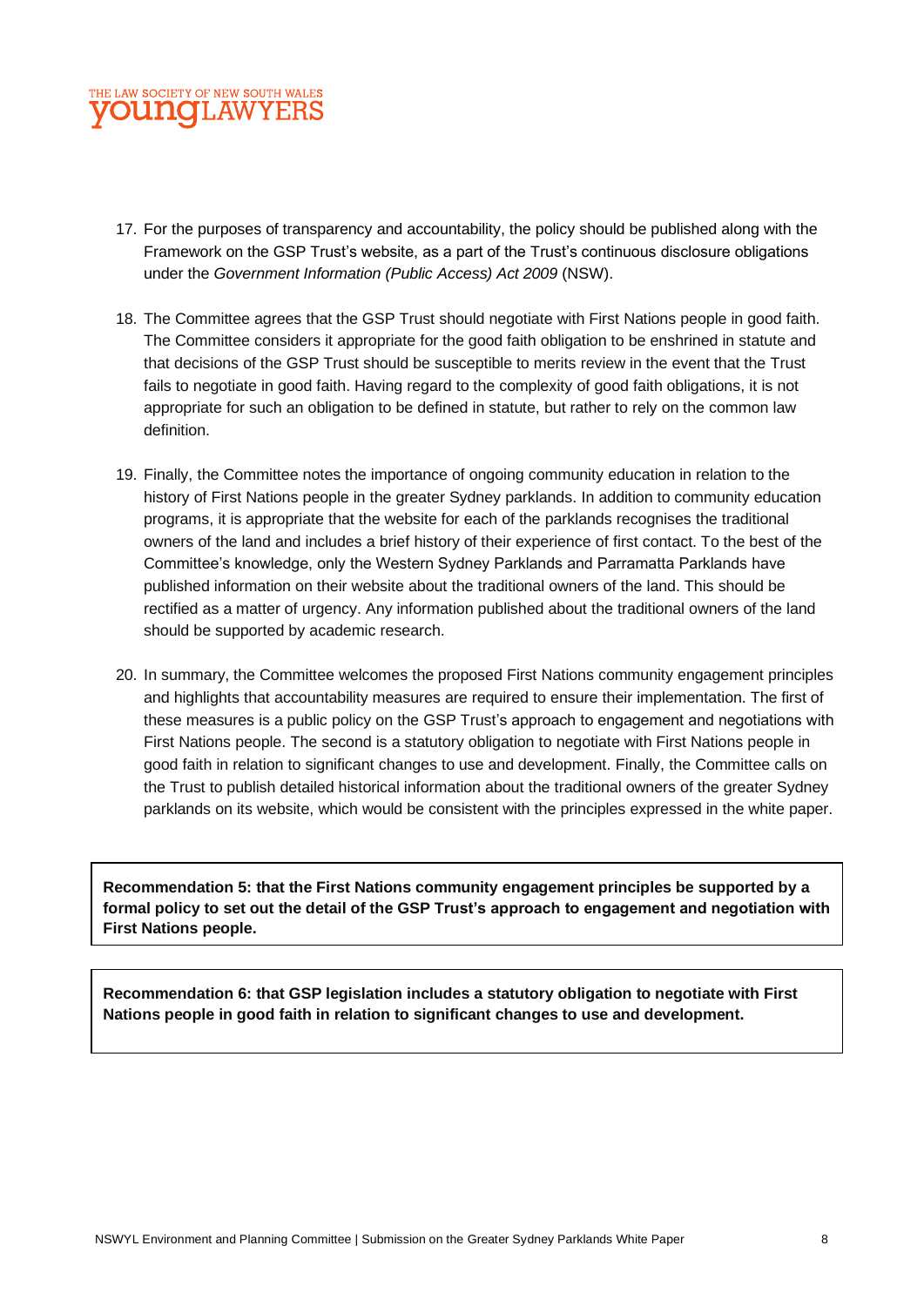17. For the purposes of transparency and accountability, the policy should be published along with the Framework on the GSP Trust's website, as a part of the Trust's continuous disclosure obligations under the *Government Information (Public Access) Act 2009* (NSW).

18. The Committee agrees that the GSP Trust should negotiate with First Nations people in good faith. The Committee considers it appropriate for the good faith obligation to be enshrined in statute and that decisions of the GSP Trust should be susceptible to merits review in the event that the Trust fails to negotiate in good faith. Having regard to the complexity of good faith obligations, it is not appropriate for such an obligation to be defined in statute, but rather to rely on the common law definition.

19. Finally, the Committee notes the importance of ongoing community education in relation to the history of First Nations people in the greater Sydney parklands. In addition to community education programs, it is appropriate that the website for each of the parklands recognises the traditional owners of the land and includes a brief history of their experience of first contact. To the best of the Committee's knowledge, only the Western Sydney Parklands and Parramatta Parklands have published information on their website about the traditional owners of the land. This should be rectified as a matter of urgency. Any information published about the traditional owners of the land should be supported by academic research.

20. In summary, the Committee welcomes the proposed First Nations community engagement principles and highlights that accountability measures are required to ensure their implementation. The first of these measures is a public policy on the GSP Trust's approach to engagement and negotiations with First Nations people. The second is a statutory obligation to negotiate with First Nations people in good faith in relation to significant changes to use and development. Finally, the Committee calls on the Trust to publish detailed historical information about the traditional owners of the greater Sydney parklands on its website, which would be consistent with the principles expressed in the white paper.

**Recommendation 5: that the First Nations community engagement principles be supported by a formal policy to set out the detail of the GSP Trust's approach to engagement and negotiation with First Nations people.**

**Recommendation 6: that GSP legislation includes a statutory obligation to negotiate with First Nations people in good faith in relation to significant changes to use and development.**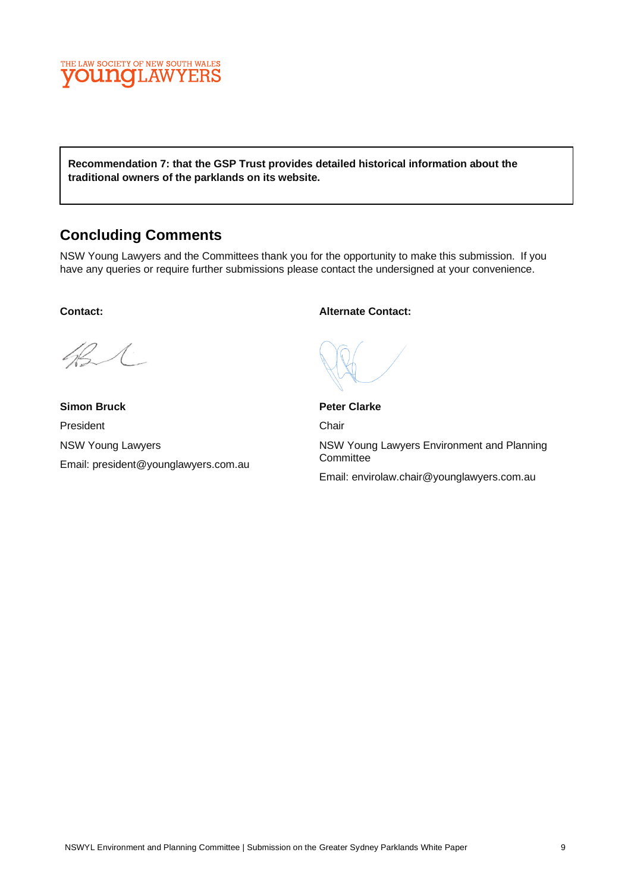**Recommendation 7: that the GSP Trust provides detailed historical information about the traditional owners of the parklands on its website.**

## Concluding Comments

NSW Young Lawyers and the Committees thank you for the opportunity to make this submission. If you have any queries or require further submissions please contact the undersigned at your convenience.

**Contact:**

**Simon Bruck**
President
NSW Young Lawyers
Email: president@younglawyers.com.au

**Alternate Contact:**

**Peter Clarke**
Chair
NSW Young Lawyers Environment and Planning Committee
Email: envirolaw.chair@younglawyers.com.au